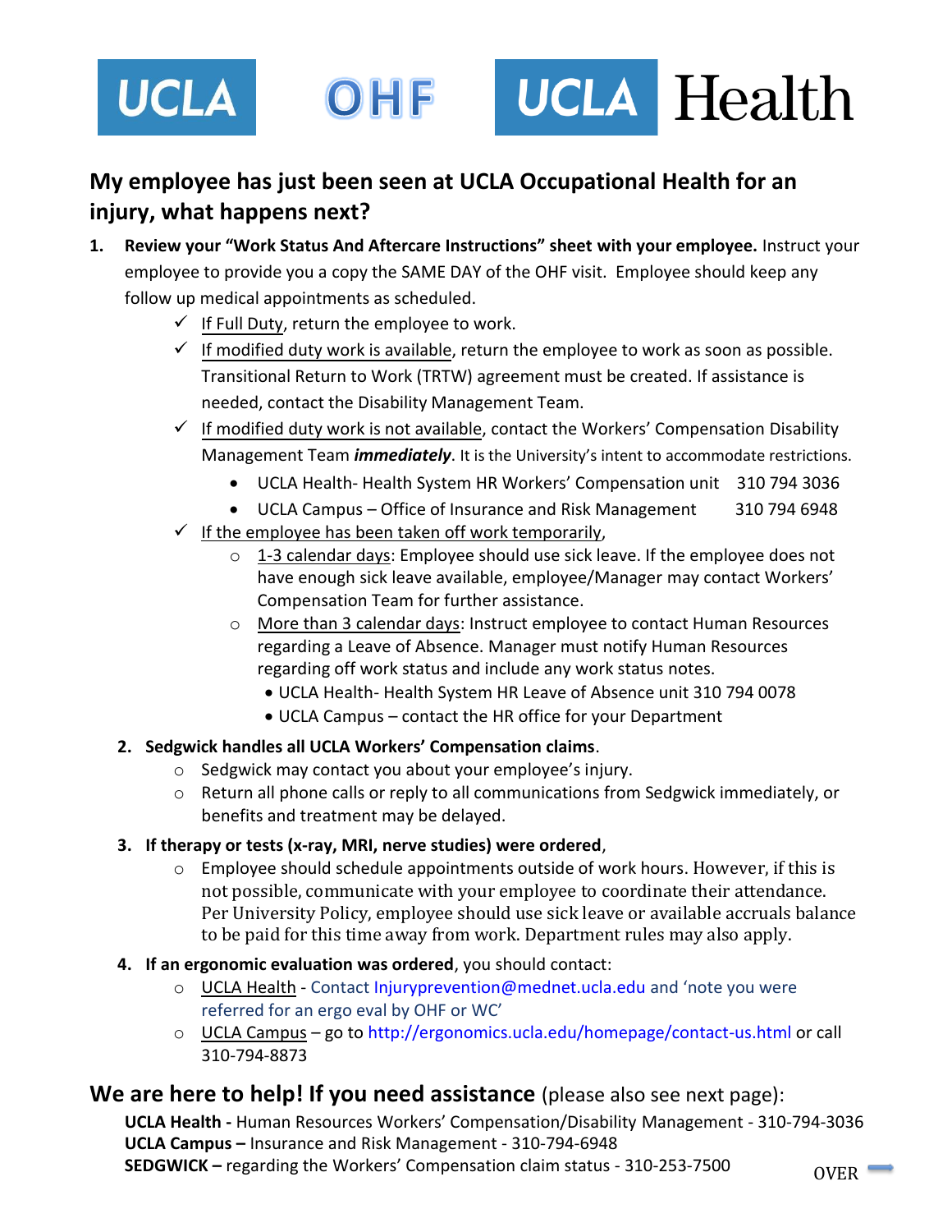## My employee has just been seen at UCLA Occupational Health for an injury, what happens next?

1. **Review your "Work Status And Aftercare Instructions" sheet with your employee.** Instruct your employee to provide you a copy the SAME DAY of the OHF visit. Employee should keep any follow up medical appointments as scheduled.
   - ✓ If Full Duty, return the employee to work.
   - ✓ If modified duty work is available, return the employee to work as soon as possible. Transitional Return to Work (TRTW) agreement must be created. If assistance is needed, contact the Disability Management Team.
   - ✓ If modified duty work is not available, contact the Workers' Compensation Disability Management Team ***immediately***. It is the University's intent to accommodate restrictions.
     - UCLA Health- Health System HR Workers' Compensation unit 310 794 3036
     - UCLA Campus – Office of Insurance and Risk Management 310 794 6948
   - ✓ If the employee has been taken off work temporarily,
     - 1-3 calendar days: Employee should use sick leave. If the employee does not have enough sick leave available, employee/Manager may contact Workers' Compensation Team for further assistance.
     - More than 3 calendar days: Instruct employee to contact Human Resources regarding a Leave of Absence. Manager must notify Human Resources regarding off work status and include any work status notes.
       - UCLA Health- Health System HR Leave of Absence unit 310 794 0078
       - UCLA Campus – contact the HR office for your Department

2. **Sedgwick handles all UCLA Workers' Compensation claims**.
   - Sedgwick may contact you about your employee's injury.
   - Return all phone calls or reply to all communications from Sedgwick immediately, or benefits and treatment may be delayed.

3. **If therapy or tests (x-ray, MRI, nerve studies) were ordered**,
   - Employee should schedule appointments outside of work hours. However, if this is not possible, communicate with your employee to coordinate their attendance. Per University Policy, employee should use sick leave or available accruals balance to be paid for this time away from work. Department rules may also apply.

4. **If an ergonomic evaluation was ordered**, you should contact:
   - UCLA Health - Contact Injuryprevention@mednet.ucla.edu and 'note you were referred for an ergo eval by OHF or WC'
   - UCLA Campus – go to http://ergonomics.ucla.edu/homepage/contact-us.html or call 310-794-8873

## We are here to help! If you need assistance (please also see next page):

**UCLA Health -** Human Resources Workers' Compensation/Disability Management - 310-794-3036
**UCLA Campus –** Insurance and Risk Management - 310-794-6948
**SEDGWICK –** regarding the Workers' Compensation claim status - 310-253-7500

OVER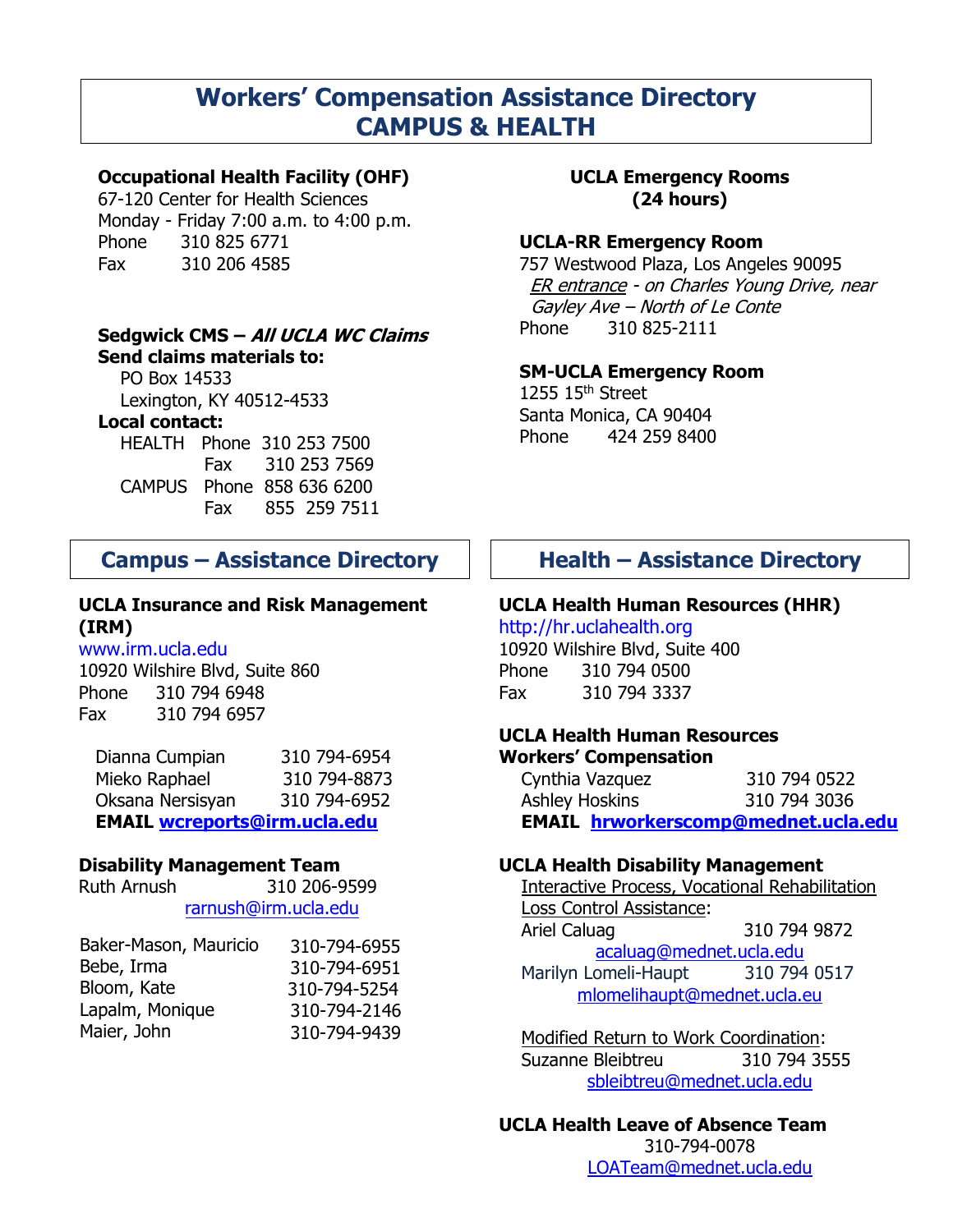# Workers' Compensation Assistance Directory
# CAMPUS & HEALTH

**Occupational Health Facility (OHF)**
67-120 Center for Health Sciences
Monday - Friday 7:00 a.m. to 4:00 p.m.
Phone 310 825 6771
Fax 310 206 4585

**Sedgwick CMS – *All UCLA WC Claims***
**Send claims materials to:**
PO Box 14533
Lexington, KY 40512-4533
**Local contact:**
HEALTH Phone 310 253 7500
Fax 310 253 7569
CAMPUS Phone 858 636 6200
Fax 855 259 7511

**UCLA Emergency Rooms (24 hours)**

**UCLA-RR Emergency Room**
757 Westwood Plaza, Los Angeles 90095
*ER entrance - on Charles Young Drive, near Gayley Ave – North of Le Conte*
Phone 310 825-2111

**SM-UCLA Emergency Room**
1255 15th Street
Santa Monica, CA 90404
Phone 424 259 8400

## Campus – Assistance Directory

**UCLA Insurance and Risk Management (IRM)**
www.irm.ucla.edu
10920 Wilshire Blvd, Suite 860
Phone 310 794 6948
Fax 310 794 6957

Dianna Cumpian 310 794-6954
Mieko Raphael 310 794-8873
Oksana Nersisyan 310 794-6952
**EMAIL wcreports@irm.ucla.edu**

**Disability Management Team**
Ruth Arnush 310 206-9599
rarnush@irm.ucla.edu

Baker-Mason, Mauricio 310-794-6955
Bebe, Irma 310-794-6951
Bloom, Kate 310-794-5254
Lapalm, Monique 310-794-2146
Maier, John 310-794-9439

## Health – Assistance Directory

**UCLA Health Human Resources (HHR)**
http://hr.uclahealth.org
10920 Wilshire Blvd, Suite 400
Phone 310 794 0500
Fax 310 794 3337

**UCLA Health Human Resources Workers' Compensation**
Cynthia Vazquez 310 794 0522
Ashley Hoskins 310 794 3036
**EMAIL hrworkerscomp@mednet.ucla.edu**

**UCLA Health Disability Management**
Interactive Process, Vocational Rehabilitation Loss Control Assistance:
Ariel Caluag 310 794 9872
acaluag@mednet.ucla.edu
Marilyn Lomeli-Haupt 310 794 0517
mlomelihaupt@mednet.ucla.eu

Modified Return to Work Coordination:
Suzanne Bleibtreu 310 794 3555
sbleibtreu@mednet.ucla.edu

**UCLA Health Leave of Absence Team**
310-794-0078
LOATeam@mednet.ucla.edu